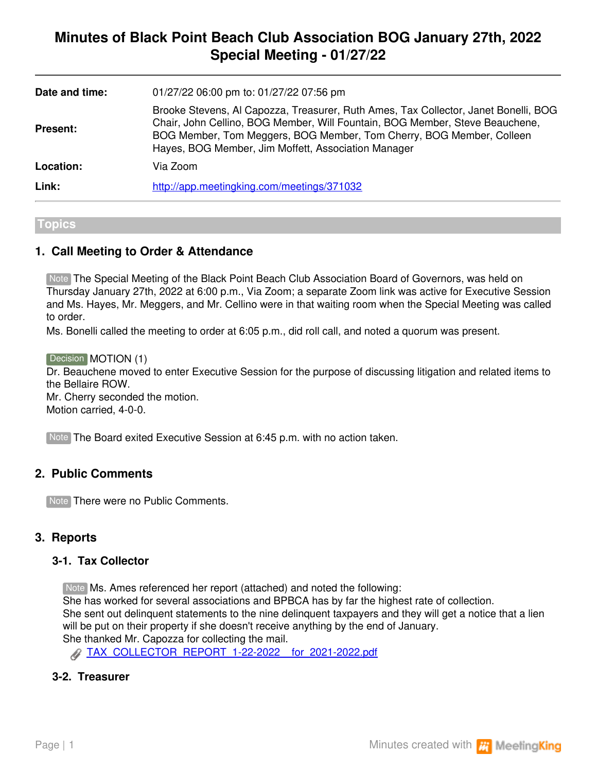# Minutes of Black Point Beach Club Association BOG January 27th, 2022 Special Meeting - 01/27/22

**Date and time:** 01/27/22 06:00 pm to: 01/27/22 07:56 pm

**Present:** Brooke Stevens, Al Capozza, Treasurer, Ruth Ames, Tax Collector, Janet Bonelli, BOG Chair, John Cellino, BOG Member, Will Fountain, BOG Member, Steve Beauchene, BOG Member, Tom Meggers, BOG Member, Tom Cherry, BOG Member, Colleen Hayes, BOG Member, Jim Moffett, Association Manager

**Location:** Via Zoom

**Link:** http://app.meetingking.com/meetings/371032

## Topics

### 1. Call Meeting to Order & Attendance

Note The Special Meeting of the Black Point Beach Club Association Board of Governors, was held on Thursday January 27th, 2022 at 6:00 p.m., Via Zoom; a separate Zoom link was active for Executive Session and Ms. Hayes, Mr. Meggers, and Mr. Cellino were in that waiting room when the Special Meeting was called to order.
Ms. Bonelli called the meeting to order at 6:05 p.m., did roll call, and noted a quorum was present.

Decision MOTION (1)
Dr. Beauchene moved to enter Executive Session for the purpose of discussing litigation and related items to the Bellaire ROW.
Mr. Cherry seconded the motion.
Motion carried, 4-0-0.

Note The Board exited Executive Session at 6:45 p.m. with no action taken.

### 2. Public Comments

Note There were no Public Comments.

### 3. Reports

#### 3-1. Tax Collector

Note Ms. Ames referenced her report (attached) and noted the following:
She has worked for several associations and BPBCA has by far the highest rate of collection.
She sent out delinquent statements to the nine delinquent taxpayers and they will get a notice that a lien will be put on their property if she doesn't receive anything by the end of January.
She thanked Mr. Capozza for collecting the mail.

TAX_COLLECTOR_REPORT_1-22-2022__for_2021-2022.pdf

#### 3-2. Treasurer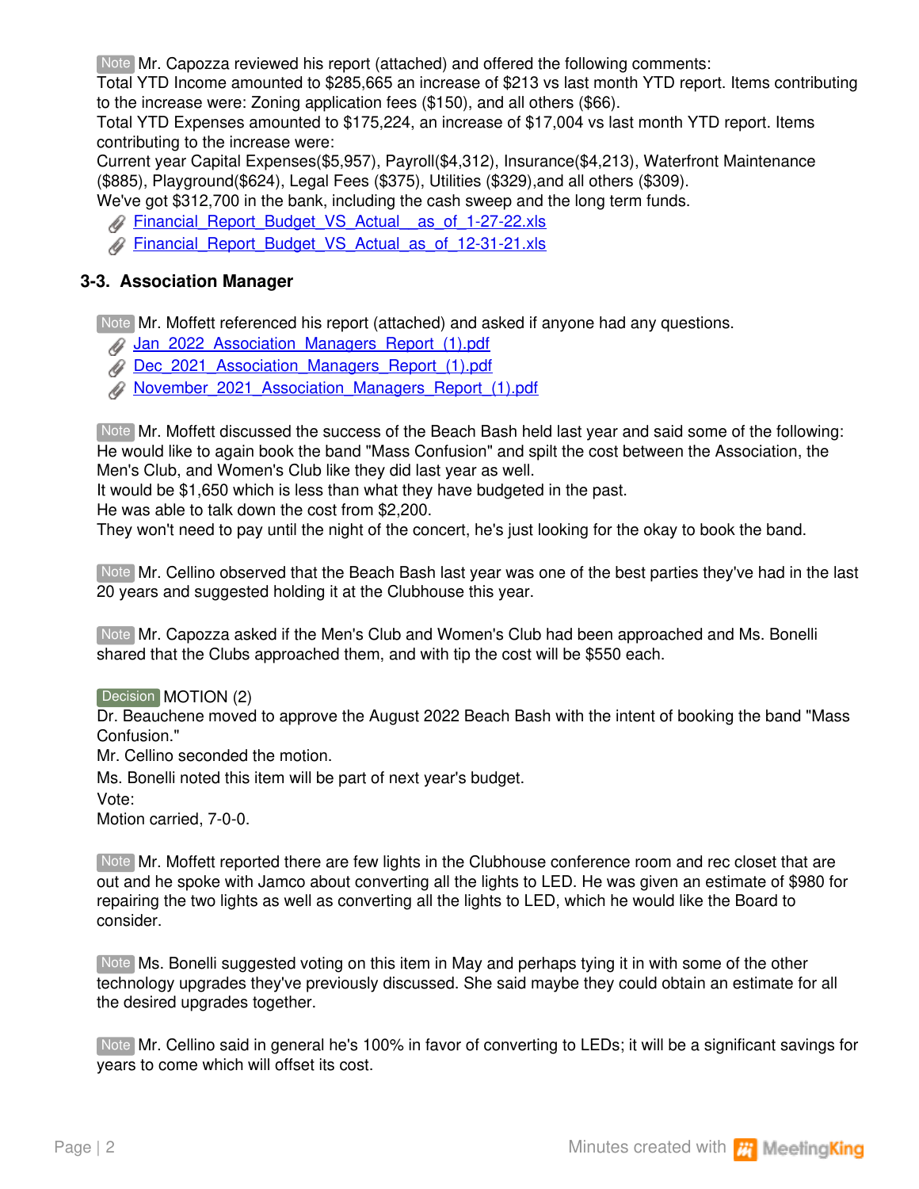Note Mr. Capozza reviewed his report (attached) and offered the following comments:
Total YTD Income amounted to $285,665 an increase of $213 vs last month YTD report. Items contributing to the increase were: Zoning application fees ($150), and all others ($66).
Total YTD Expenses amounted to $175,224, an increase of $17,004 vs last month YTD report. Items contributing to the increase were:
Current year Capital Expenses($5,957), Payroll($4,312), Insurance($4,213), Waterfront Maintenance ($885), Playground($624), Legal Fees ($375), Utilities ($329),and all others ($309).
We've got $312,700 in the bank, including the cash sweep and the long term funds.

- Financial_Report_Budget_VS_Actual__as_of_1-27-22.xls
- Financial_Report_Budget_VS_Actual_as_of_12-31-21.xls

### 3-3. Association Manager

Note Mr. Moffett referenced his report (attached) and asked if anyone had any questions.

- Jan_2022_Association_Managers_Report_(1).pdf
- Dec_2021_Association_Managers_Report_(1).pdf
- November_2021_Association_Managers_Report_(1).pdf

Note Mr. Moffett discussed the success of the Beach Bash held last year and said some of the following:
He would like to again book the band "Mass Confusion" and spilt the cost between the Association, the Men's Club, and Women's Club like they did last year as well.
It would be $1,650 which is less than what they have budgeted in the past.
He was able to talk down the cost from $2,200.
They won't need to pay until the night of the concert, he's just looking for the okay to book the band.

Note Mr. Cellino observed that the Beach Bash last year was one of the best parties they've had in the last 20 years and suggested holding it at the Clubhouse this year.

Note Mr. Capozza asked if the Men's Club and Women's Club had been approached and Ms. Bonelli shared that the Clubs approached them, and with tip the cost will be $550 each.

Decision MOTION (2)
Dr. Beauchene moved to approve the August 2022 Beach Bash with the intent of booking the band "Mass Confusion."
Mr. Cellino seconded the motion.
Ms. Bonelli noted this item will be part of next year's budget.
Vote:
Motion carried, 7-0-0.

Note Mr. Moffett reported there are few lights in the Clubhouse conference room and rec closet that are out and he spoke with Jamco about converting all the lights to LED. He was given an estimate of $980 for repairing the two lights as well as converting all the lights to LED, which he would like the Board to consider.

Note Ms. Bonelli suggested voting on this item in May and perhaps tying it in with some of the other technology upgrades they've previously discussed. She said maybe they could obtain an estimate for all the desired upgrades together.

Note Mr. Cellino said in general he's 100% in favor of converting to LEDs; it will be a significant savings for years to come which will offset its cost.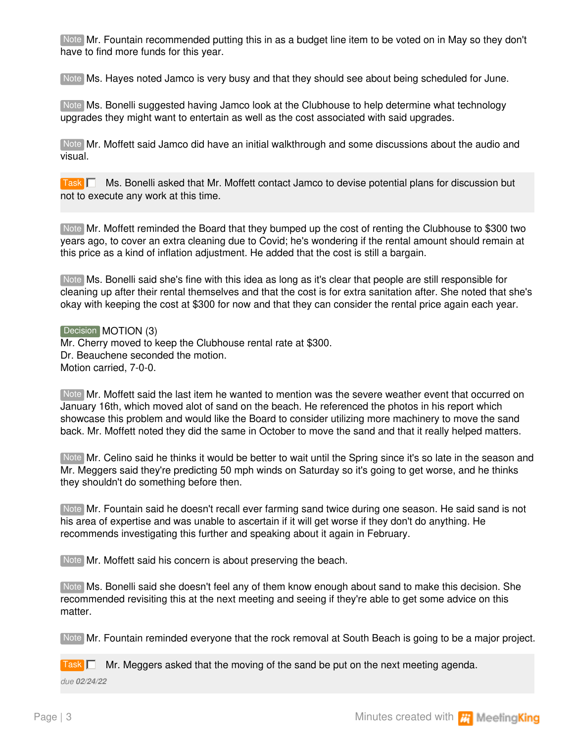Note Mr. Fountain recommended putting this in as a budget line item to be voted on in May so they don't have to find more funds for this year.

Note Ms. Hayes noted Jamco is very busy and that they should see about being scheduled for June.

Note Ms. Bonelli suggested having Jamco look at the Clubhouse to help determine what technology upgrades they might want to entertain as well as the cost associated with said upgrades.

Note Mr. Moffett said Jamco did have an initial walkthrough and some discussions about the audio and visual.

Task ☐ Ms. Bonelli asked that Mr. Moffett contact Jamco to devise potential plans for discussion but not to execute any work at this time.

Note Mr. Moffett reminded the Board that they bumped up the cost of renting the Clubhouse to $300 two years ago, to cover an extra cleaning due to Covid; he's wondering if the rental amount should remain at this price as a kind of inflation adjustment. He added that the cost is still a bargain.

Note Ms. Bonelli said she's fine with this idea as long as it's clear that people are still responsible for cleaning up after their rental themselves and that the cost is for extra sanitation after. She noted that she's okay with keeping the cost at $300 for now and that they can consider the rental price again each year.

Decision MOTION (3)
Mr. Cherry moved to keep the Clubhouse rental rate at $300.
Dr. Beauchene seconded the motion.
Motion carried, 7-0-0.

Note Mr. Moffett said the last item he wanted to mention was the severe weather event that occurred on January 16th, which moved alot of sand on the beach. He referenced the photos in his report which showcase this problem and would like the Board to consider utilizing more machinery to move the sand back. Mr. Moffett noted they did the same in October to move the sand and that it really helped matters.

Note Mr. Celino said he thinks it would be better to wait until the Spring since it's so late in the season and Mr. Meggers said they're predicting 50 mph winds on Saturday so it's going to get worse, and he thinks they shouldn't do something before then.

Note Mr. Fountain said he doesn't recall ever farming sand twice during one season. He said sand is not his area of expertise and was unable to ascertain if it will get worse if they don't do anything. He recommends investigating this further and speaking about it again in February.

Note Mr. Moffett said his concern is about preserving the beach.

Note Ms. Bonelli said she doesn't feel any of them know enough about sand to make this decision. She recommended revisiting this at the next meeting and seeing if they're able to get some advice on this matter.

Note Mr. Fountain reminded everyone that the rock removal at South Beach is going to be a major project.

Task ☐ Mr. Meggers asked that the moving of the sand be put on the next meeting agenda.
*due **02/24/22***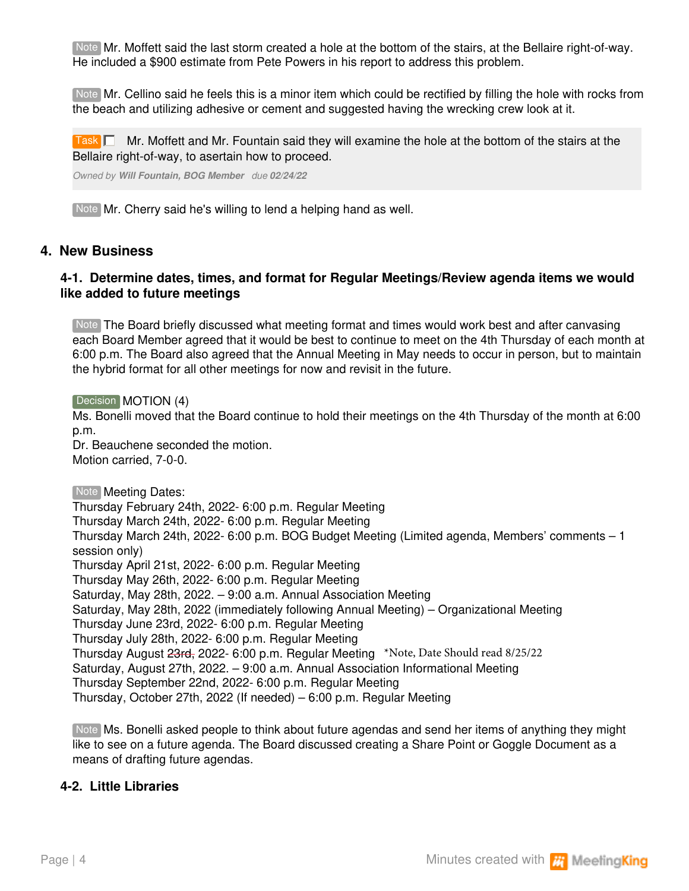Note Mr. Moffett said the last storm created a hole at the bottom of the stairs, at the Bellaire right-of-way. He included a $900 estimate from Pete Powers in his report to address this problem.

Note Mr. Cellino said he feels this is a minor item which could be rectified by filling the hole with rocks from the beach and utilizing adhesive or cement and suggested having the wrecking crew look at it.

Task ☐ Mr. Moffett and Mr. Fountain said they will examine the hole at the bottom of the stairs at the Bellaire right-of-way, to asertain how to proceed.

*Owned by **Will Fountain, BOG Member** due **02/24/22***

Note Mr. Cherry said he's willing to lend a helping hand as well.

## 4. New Business

### 4-1. Determine dates, times, and format for Regular Meetings/Review agenda items we would like added to future meetings

Note The Board briefly discussed what meeting format and times would work best and after canvasing each Board Member agreed that it would be best to continue to meet on the 4th Thursday of each month at 6:00 p.m. The Board also agreed that the Annual Meeting in May needs to occur in person, but to maintain the hybrid format for all other meetings for now and revisit in the future.

Decision MOTION (4)
Ms. Bonelli moved that the Board continue to hold their meetings on the 4th Thursday of the month at 6:00 p.m.
Dr. Beauchene seconded the motion.
Motion carried, 7-0-0.

Note Meeting Dates:
Thursday February 24th, 2022- 6:00 p.m. Regular Meeting
Thursday March 24th, 2022- 6:00 p.m. Regular Meeting
Thursday March 24th, 2022- 6:00 p.m. BOG Budget Meeting (Limited agenda, Members' comments – 1 session only)
Thursday April 21st, 2022- 6:00 p.m. Regular Meeting
Thursday May 26th, 2022- 6:00 p.m. Regular Meeting
Saturday, May 28th, 2022. – 9:00 a.m. Annual Association Meeting
Saturday, May 28th, 2022 (immediately following Annual Meeting) – Organizational Meeting
Thursday June 23rd, 2022- 6:00 p.m. Regular Meeting
Thursday July 28th, 2022- 6:00 p.m. Regular Meeting
Thursday August ~~23rd,~~ 2022- 6:00 p.m. Regular Meeting *Note, Date Should read 8/25/22
Saturday, August 27th, 2022. – 9:00 a.m. Annual Association Informational Meeting
Thursday September 22nd, 2022- 6:00 p.m. Regular Meeting
Thursday, October 27th, 2022 (If needed) – 6:00 p.m. Regular Meeting

Note Ms. Bonelli asked people to think about future agendas and send her items of anything they might like to see on a future agenda. The Board discussed creating a Share Point or Goggle Document as a means of drafting future agendas.

### 4-2. Little Libraries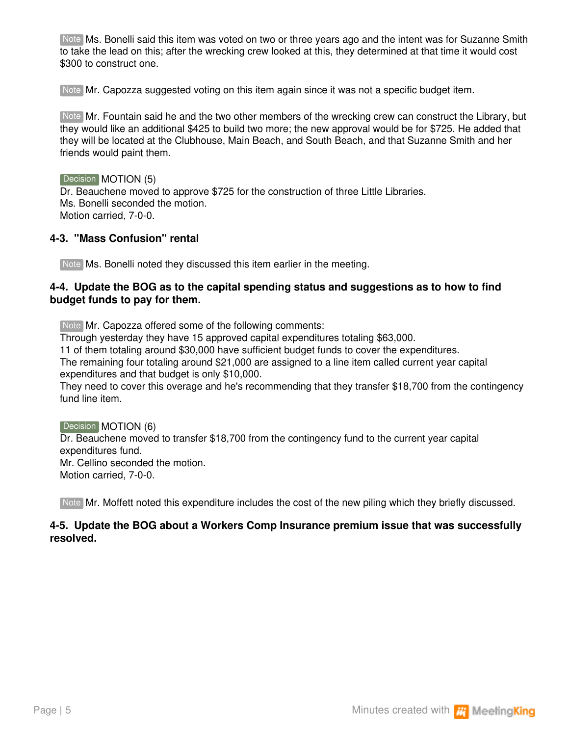Note Ms. Bonelli said this item was voted on two or three years ago and the intent was for Suzanne Smith to take the lead on this; after the wrecking crew looked at this, they determined at that time it would cost $300 to construct one.

Note Mr. Capozza suggested voting on this item again since it was not a specific budget item.

Note Mr. Fountain said he and the two other members of the wrecking crew can construct the Library, but they would like an additional $425 to build two more; the new approval would be for $725. He added that they will be located at the Clubhouse, Main Beach, and South Beach, and that Suzanne Smith and her friends would paint them.

Decision MOTION (5)
Dr. Beauchene moved to approve $725 for the construction of three Little Libraries.
Ms. Bonelli seconded the motion.
Motion carried, 7-0-0.

### 4-3. "Mass Confusion" rental

Note Ms. Bonelli noted they discussed this item earlier in the meeting.

### 4-4. Update the BOG as to the capital spending status and suggestions as to how to find budget funds to pay for them.

Note Mr. Capozza offered some of the following comments:
Through yesterday they have 15 approved capital expenditures totaling $63,000.
11 of them totaling around $30,000 have sufficient budget funds to cover the expenditures.
The remaining four totaling around $21,000 are assigned to a line item called current year capital expenditures and that budget is only $10,000.
They need to cover this overage and he's recommending that they transfer $18,700 from the contingency fund line item.

Decision MOTION (6)
Dr. Beauchene moved to transfer $18,700 from the contingency fund to the current year capital expenditures fund.
Mr. Cellino seconded the motion.
Motion carried, 7-0-0.

Note Mr. Moffett noted this expenditure includes the cost of the new piling which they briefly discussed.

### 4-5. Update the BOG about a Workers Comp Insurance premium issue that was successfully resolved.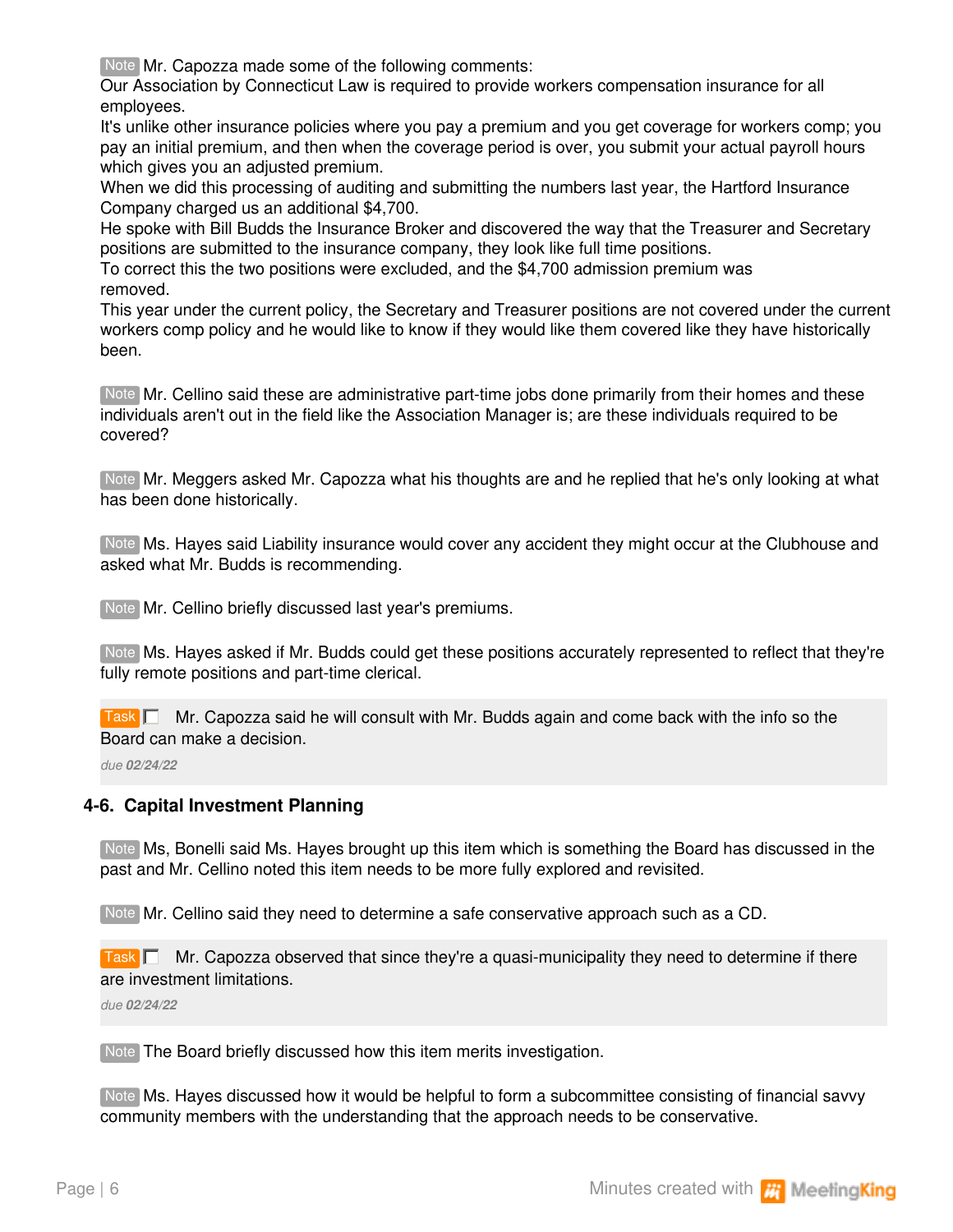Note Mr. Capozza made some of the following comments:
Our Association by Connecticut Law is required to provide workers compensation insurance for all employees.
It's unlike other insurance policies where you pay a premium and you get coverage for workers comp; you pay an initial premium, and then when the coverage period is over, you submit your actual payroll hours which gives you an adjusted premium.
When we did this processing of auditing and submitting the numbers last year, the Hartford Insurance Company charged us an additional $4,700.
He spoke with Bill Budds the Insurance Broker and discovered the way that the Treasurer and Secretary positions are submitted to the insurance company, they look like full time positions.
To correct this the two positions were excluded, and the $4,700 admission premium was removed.
This year under the current policy, the Secretary and Treasurer positions are not covered under the current workers comp policy and he would like to know if they would like them covered like they have historically been.

Note Mr. Cellino said these are administrative part-time jobs done primarily from their homes and these individuals aren't out in the field like the Association Manager is; are these individuals required to be covered?

Note Mr. Meggers asked Mr. Capozza what his thoughts are and he replied that he's only looking at what has been done historically.

Note Ms. Hayes said Liability insurance would cover any accident they might occur at the Clubhouse and asked what Mr. Budds is recommending.

Note Mr. Cellino briefly discussed last year's premiums.

Note Ms. Hayes asked if Mr. Budds could get these positions accurately represented to reflect that they're fully remote positions and part-time clerical.

Task ☐ Mr. Capozza said he will consult with Mr. Budds again and come back with the info so the Board can make a decision.
*due **02/24/22***

### 4-6. Capital Investment Planning

Note Ms, Bonelli said Ms. Hayes brought up this item which is something the Board has discussed in the past and Mr. Cellino noted this item needs to be more fully explored and revisited.

Note Mr. Cellino said they need to determine a safe conservative approach such as a CD.

Task ☐ Mr. Capozza observed that since they're a quasi-municipality they need to determine if there are investment limitations.
*due **02/24/22***

Note The Board briefly discussed how this item merits investigation.

Note Ms. Hayes discussed how it would be helpful to form a subcommittee consisting of financial savvy community members with the understanding that the approach needs to be conservative.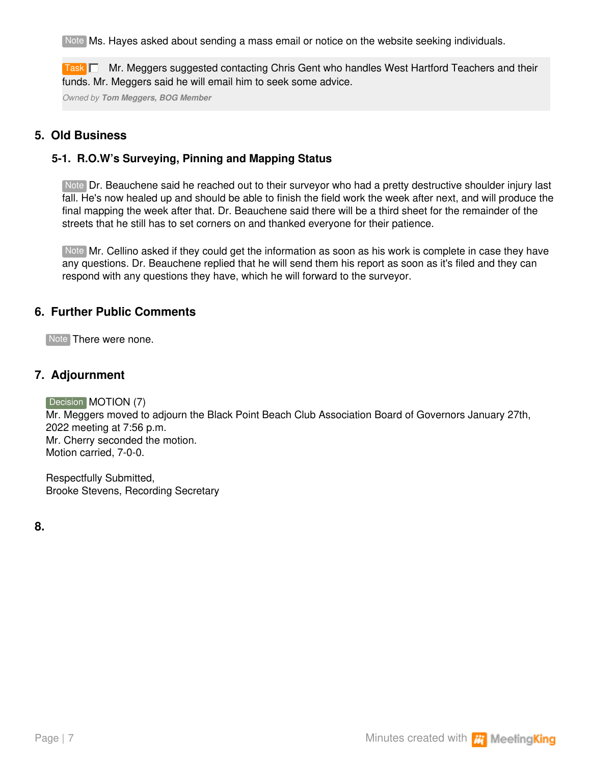Note Ms. Hayes asked about sending a mass email or notice on the website seeking individuals.

Task ☐ Mr. Meggers suggested contacting Chris Gent who handles West Hartford Teachers and their funds. Mr. Meggers said he will email him to seek some advice.

*Owned by **Tom Meggers, BOG Member***

## 5. Old Business

### 5-1. R.O.W's Surveying, Pinning and Mapping Status

Note Dr. Beauchene said he reached out to their surveyor who had a pretty destructive shoulder injury last fall. He's now healed up and should be able to finish the field work the week after next, and will produce the final mapping the week after that. Dr. Beauchene said there will be a third sheet for the remainder of the streets that he still has to set corners on and thanked everyone for their patience.

Note Mr. Cellino asked if they could get the information as soon as his work is complete in case they have any questions. Dr. Beauchene replied that he will send them his report as soon as it's filed and they can respond with any questions they have, which he will forward to the surveyor.

## 6. Further Public Comments

Note There were none.

## 7. Adjournment

Decision MOTION (7)
Mr. Meggers moved to adjourn the Black Point Beach Club Association Board of Governors January 27th, 2022 meeting at 7:56 p.m.
Mr. Cherry seconded the motion.
Motion carried, 7-0-0.

Respectfully Submitted,
Brooke Stevens, Recording Secretary

## 8.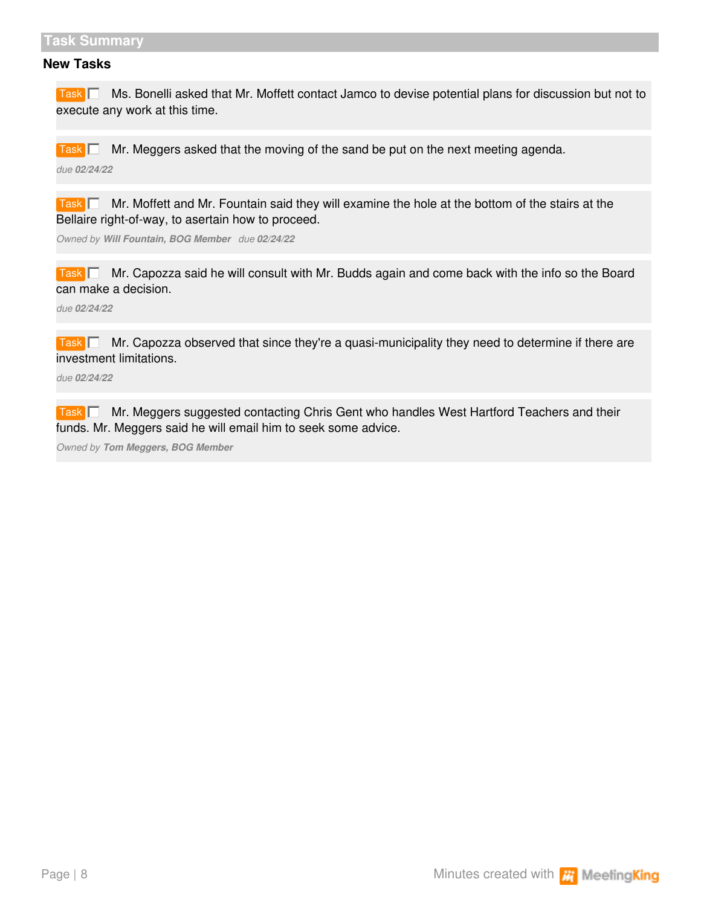## Task Summary

### New Tasks

- [ ] **Task** Ms. Bonelli asked that Mr. Moffett contact Jamco to devise potential plans for discussion but not to execute any work at this time.

- [ ] **Task** Mr. Meggers asked that the moving of the sand be put on the next meeting agenda.

  *due **02/24/22***

- [ ] **Task** Mr. Moffett and Mr. Fountain said they will examine the hole at the bottom of the stairs at the Bellaire right-of-way, to asertain how to proceed.

  *Owned by **Will Fountain, BOG Member** due **02/24/22***

- [ ] **Task** Mr. Capozza said he will consult with Mr. Budds again and come back with the info so the Board can make a decision.

  *due **02/24/22***

- [ ] **Task** Mr. Capozza observed that since they're a quasi-municipality they need to determine if there are investment limitations.

  *due **02/24/22***

- [ ] **Task** Mr. Meggers suggested contacting Chris Gent who handles West Hartford Teachers and their funds. Mr. Meggers said he will email him to seek some advice.

  *Owned by **Tom Meggers, BOG Member***